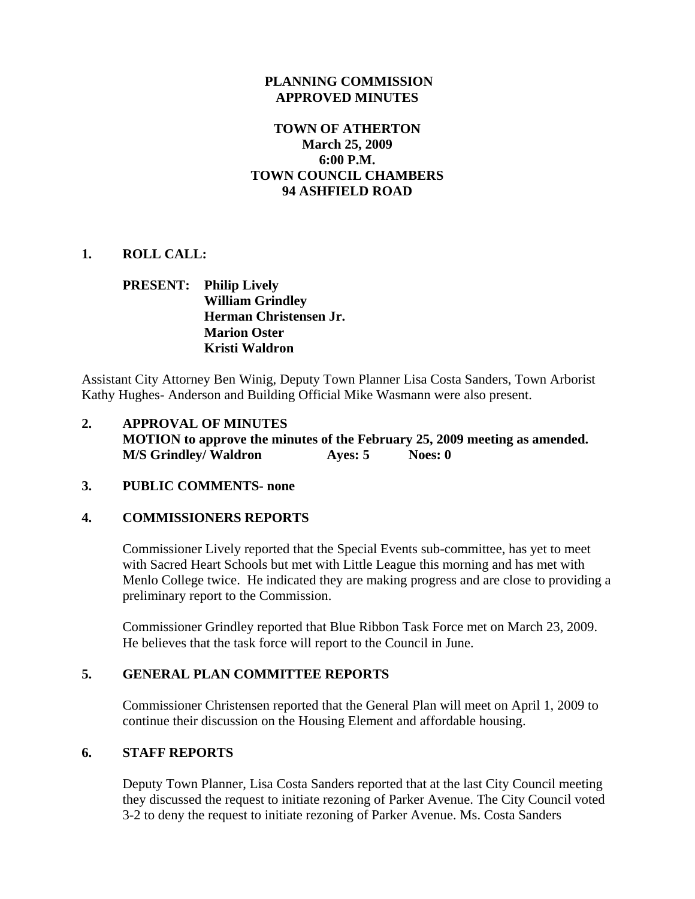**PLANNING COMMISSION**
**APPROVED MINUTES**

**TOWN OF ATHERTON**
**March 25, 2009**
**6:00 P.M.**
**TOWN COUNCIL CHAMBERS**
**94 ASHFIELD ROAD**

**1. ROLL CALL:**

**PRESENT: Philip Lively**
**William Grindley**
**Herman Christensen Jr.**
**Marion Oster**
**Kristi Waldron**

Assistant City Attorney Ben Winig, Deputy Town Planner Lisa Costa Sanders, Town Arborist Kathy Hughes- Anderson and Building Official Mike Wasmann were also present.

**2. APPROVAL OF MINUTES**
**MOTION to approve the minutes of the February 25, 2009 meeting as amended.**
**M/S Grindley/ Waldron Ayes: 5 Noes: 0**

**3. PUBLIC COMMENTS- none**

**4. COMMISSIONERS REPORTS**

Commissioner Lively reported that the Special Events sub-committee, has yet to meet with Sacred Heart Schools but met with Little League this morning and has met with Menlo College twice. He indicated they are making progress and are close to providing a preliminary report to the Commission.

Commissioner Grindley reported that Blue Ribbon Task Force met on March 23, 2009. He believes that the task force will report to the Council in June.

**5. GENERAL PLAN COMMITTEE REPORTS**

Commissioner Christensen reported that the General Plan will meet on April 1, 2009 to continue their discussion on the Housing Element and affordable housing.

**6. STAFF REPORTS**

Deputy Town Planner, Lisa Costa Sanders reported that at the last City Council meeting they discussed the request to initiate rezoning of Parker Avenue. The City Council voted 3-2 to deny the request to initiate rezoning of Parker Avenue. Ms. Costa Sanders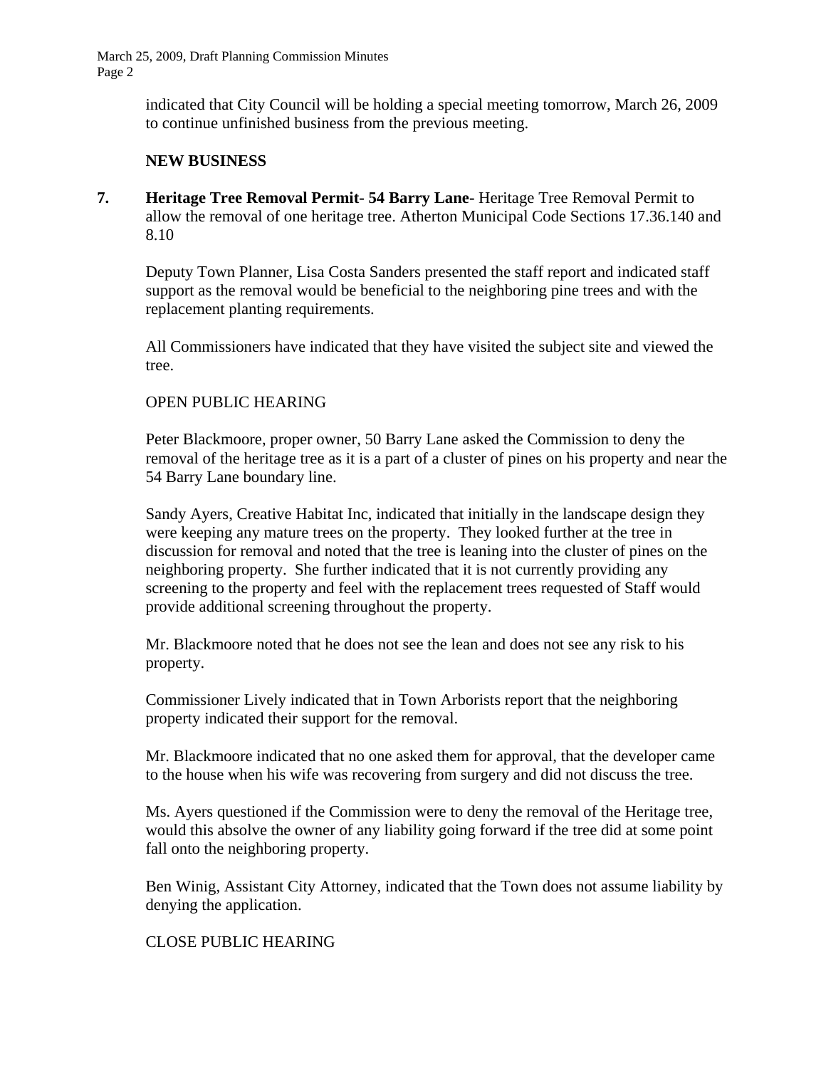indicated that City Council will be holding a special meeting tomorrow, March 26, 2009 to continue unfinished business from the previous meeting.

**NEW BUSINESS**

**7. Heritage Tree Removal Permit- 54 Barry Lane-** Heritage Tree Removal Permit to allow the removal of one heritage tree. Atherton Municipal Code Sections 17.36.140 and 8.10

Deputy Town Planner, Lisa Costa Sanders presented the staff report and indicated staff support as the removal would be beneficial to the neighboring pine trees and with the replacement planting requirements.

All Commissioners have indicated that they have visited the subject site and viewed the tree.

OPEN PUBLIC HEARING

Peter Blackmoore, proper owner, 50 Barry Lane asked the Commission to deny the removal of the heritage tree as it is a part of a cluster of pines on his property and near the 54 Barry Lane boundary line.

Sandy Ayers, Creative Habitat Inc, indicated that initially in the landscape design they were keeping any mature trees on the property. They looked further at the tree in discussion for removal and noted that the tree is leaning into the cluster of pines on the neighboring property. She further indicated that it is not currently providing any screening to the property and feel with the replacement trees requested of Staff would provide additional screening throughout the property.

Mr. Blackmoore noted that he does not see the lean and does not see any risk to his property.

Commissioner Lively indicated that in Town Arborists report that the neighboring property indicated their support for the removal.

Mr. Blackmoore indicated that no one asked them for approval, that the developer came to the house when his wife was recovering from surgery and did not discuss the tree.

Ms. Ayers questioned if the Commission were to deny the removal of the Heritage tree, would this absolve the owner of any liability going forward if the tree did at some point fall onto the neighboring property.

Ben Winig, Assistant City Attorney, indicated that the Town does not assume liability by denying the application.

CLOSE PUBLIC HEARING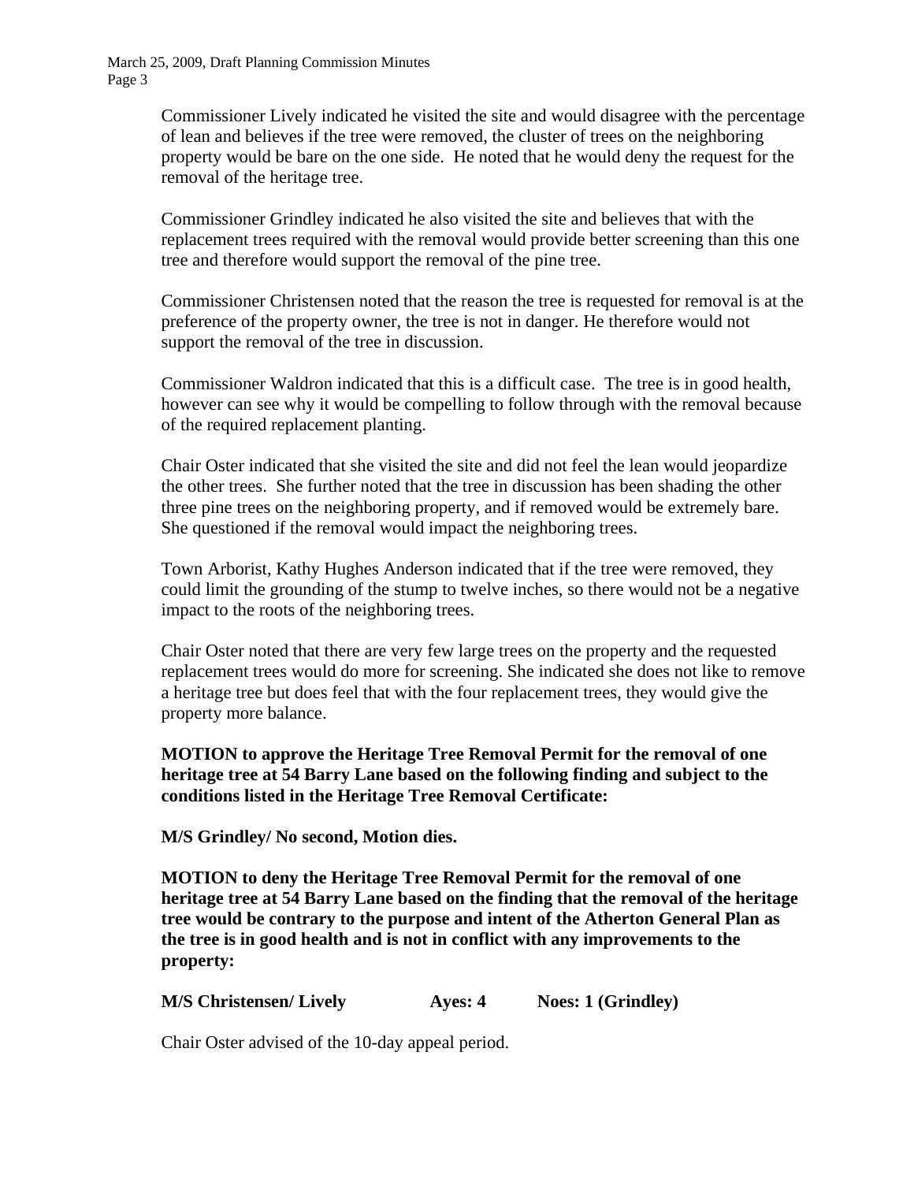Commissioner Lively indicated he visited the site and would disagree with the percentage of lean and believes if the tree were removed, the cluster of trees on the neighboring property would be bare on the one side. He noted that he would deny the request for the removal of the heritage tree.

Commissioner Grindley indicated he also visited the site and believes that with the replacement trees required with the removal would provide better screening than this one tree and therefore would support the removal of the pine tree.

Commissioner Christensen noted that the reason the tree is requested for removal is at the preference of the property owner, the tree is not in danger. He therefore would not support the removal of the tree in discussion.

Commissioner Waldron indicated that this is a difficult case. The tree is in good health, however can see why it would be compelling to follow through with the removal because of the required replacement planting.

Chair Oster indicated that she visited the site and did not feel the lean would jeopardize the other trees. She further noted that the tree in discussion has been shading the other three pine trees on the neighboring property, and if removed would be extremely bare. She questioned if the removal would impact the neighboring trees.

Town Arborist, Kathy Hughes Anderson indicated that if the tree were removed, they could limit the grounding of the stump to twelve inches, so there would not be a negative impact to the roots of the neighboring trees.

Chair Oster noted that there are very few large trees on the property and the requested replacement trees would do more for screening. She indicated she does not like to remove a heritage tree but does feel that with the four replacement trees, they would give the property more balance.

**MOTION to approve the Heritage Tree Removal Permit for the removal of one heritage tree at 54 Barry Lane based on the following finding and subject to the conditions listed in the Heritage Tree Removal Certificate:**

**M/S Grindley/ No second, Motion dies.**

**MOTION to deny the Heritage Tree Removal Permit for the removal of one heritage tree at 54 Barry Lane based on the finding that the removal of the heritage tree would be contrary to the purpose and intent of the Atherton General Plan as the tree is in good health and is not in conflict with any improvements to the property:**

**M/S Christensen/ Lively     Ayes: 4     Noes: 1 (Grindley)**

Chair Oster advised of the 10-day appeal period.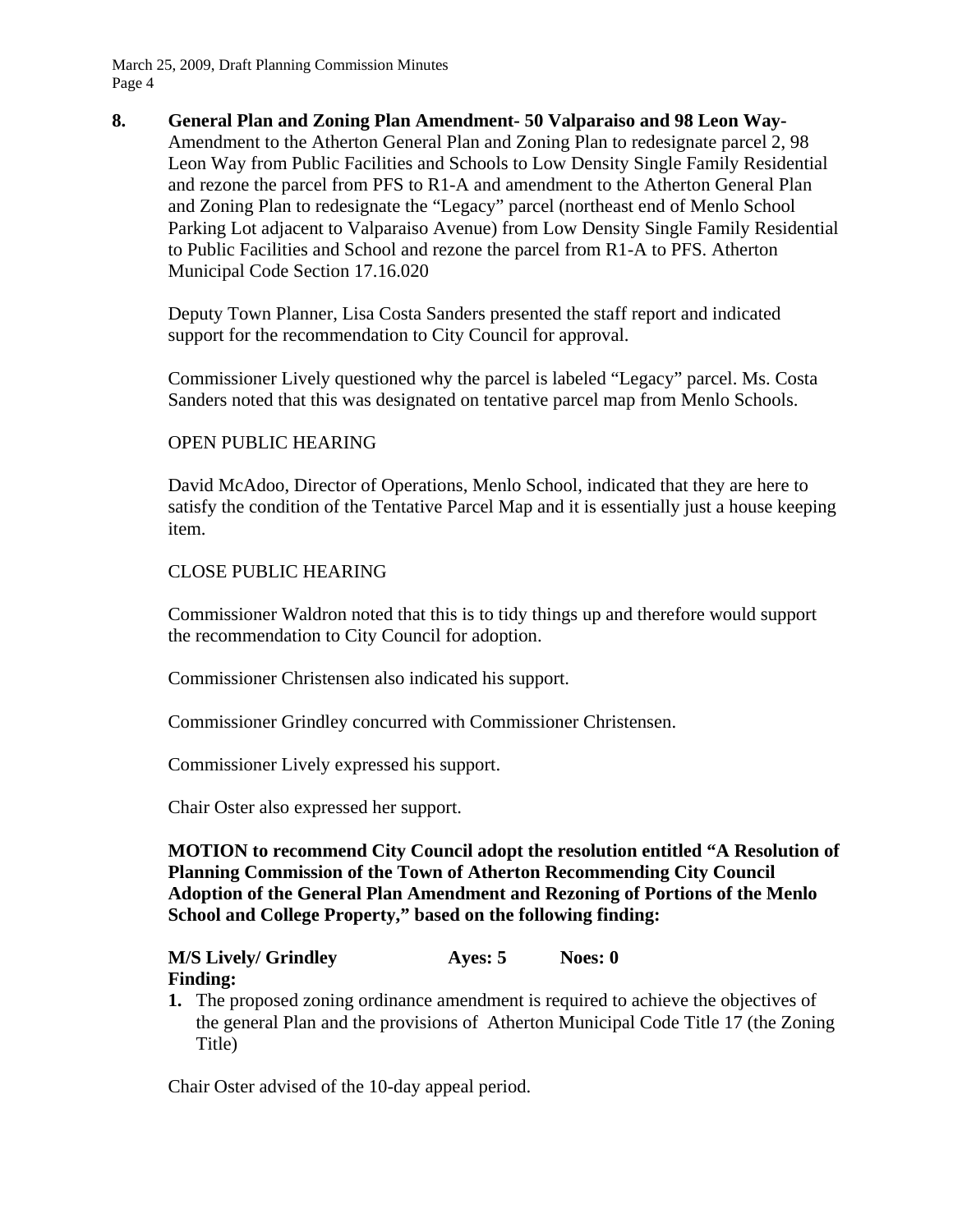**8. General Plan and Zoning Plan Amendment- 50 Valparaiso and 98 Leon Way-** Amendment to the Atherton General Plan and Zoning Plan to redesignate parcel 2, 98 Leon Way from Public Facilities and Schools to Low Density Single Family Residential and rezone the parcel from PFS to R1-A and amendment to the Atherton General Plan and Zoning Plan to redesignate the "Legacy" parcel (northeast end of Menlo School Parking Lot adjacent to Valparaiso Avenue) from Low Density Single Family Residential to Public Facilities and School and rezone the parcel from R1-A to PFS. Atherton Municipal Code Section 17.16.020

Deputy Town Planner, Lisa Costa Sanders presented the staff report and indicated support for the recommendation to City Council for approval.

Commissioner Lively questioned why the parcel is labeled "Legacy" parcel. Ms. Costa Sanders noted that this was designated on tentative parcel map from Menlo Schools.

OPEN PUBLIC HEARING

David McAdoo, Director of Operations, Menlo School, indicated that they are here to satisfy the condition of the Tentative Parcel Map and it is essentially just a house keeping item.

CLOSE PUBLIC HEARING

Commissioner Waldron noted that this is to tidy things up and therefore would support the recommendation to City Council for adoption.

Commissioner Christensen also indicated his support.

Commissioner Grindley concurred with Commissioner Christensen.

Commissioner Lively expressed his support.

Chair Oster also expressed her support.

**MOTION to recommend City Council adopt the resolution entitled "A Resolution of Planning Commission of the Town of Atherton Recommending City Council Adoption of the General Plan Amendment and Rezoning of Portions of the Menlo School and College Property," based on the following finding:**

**M/S Lively/ Grindley Ayes: 5 Noes: 0**

**Finding:**

1. The proposed zoning ordinance amendment is required to achieve the objectives of the general Plan and the provisions of Atherton Municipal Code Title 17 (the Zoning Title)

Chair Oster advised of the 10-day appeal period.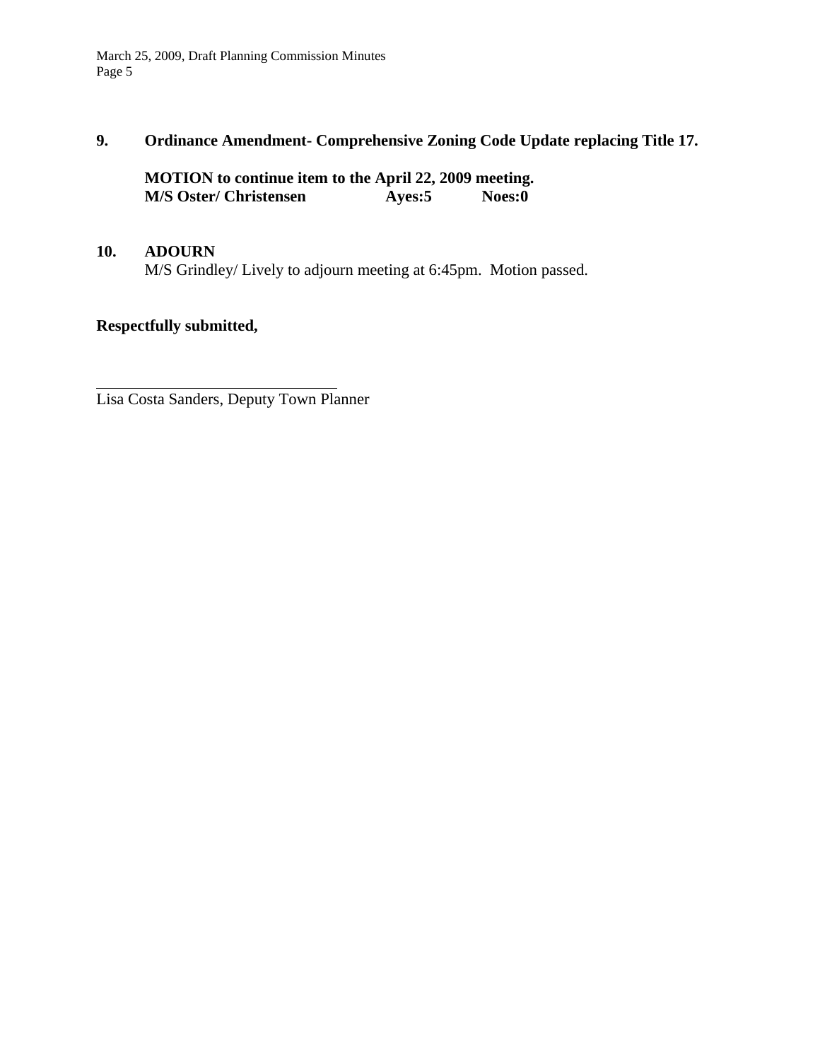**9. Ordinance Amendment- Comprehensive Zoning Code Update replacing Title 17.**

**MOTION to continue item to the April 22, 2009 meeting.**
**M/S Oster/ Christensen Ayes:5 Noes:0**

**10. ADOURN**

M/S Grindley/ Lively to adjourn meeting at 6:45pm. Motion passed.

**Respectfully submitted,**

\_\_\_\_\_\_\_\_\_\_\_\_\_\_\_\_\_\_\_\_\_\_\_\_\_\_\_\_\_\_\_\_
Lisa Costa Sanders, Deputy Town Planner